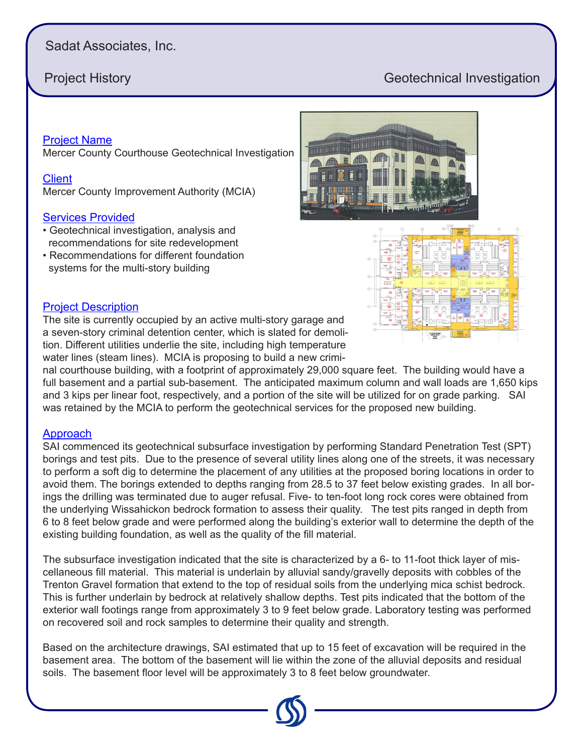Sadat Associates, Inc.

Project History — Geotechnical Investigation

## Project Name

Mercer County Courthouse Geotechnical Investigation

## Client

Mercer County Improvement Authority (MCIA)

## Services Provided

- Geotechnical investigation, analysis and recommendations for site redevelopment
- Recommendations for different foundation systems for the multi-story building

## Project Description

The site is currently occupied by an active multi-story garage and a seven-story criminal detention center, which is slated for demolition. Different utilities underlie the site, including high temperature water lines (steam lines). MCIA is proposing to build a new criminal courthouse building, with a footprint of approximately 29,000 square feet. The building would have a full basement and a partial sub-basement. The anticipated maximum column and wall loads are 1,650 kips and 3 kips per linear foot, respectively, and a portion of the site will be utilized for on grade parking. SAI was retained by the MCIA to perform the geotechnical services for the proposed new building.

## Approach

SAI commenced its geotechnical subsurface investigation by performing Standard Penetration Test (SPT) borings and test pits. Due to the presence of several utility lines along one of the streets, it was necessary to perform a soft dig to determine the placement of any utilities at the proposed boring locations in order to avoid them. The borings extended to depths ranging from 28.5 to 37 feet below existing grades. In all borings the drilling was terminated due to auger refusal. Five- to ten-foot long rock cores were obtained from the underlying Wissahickon bedrock formation to assess their quality. The test pits ranged in depth from 6 to 8 feet below grade and were performed along the building's exterior wall to determine the depth of the existing building foundation, as well as the quality of the fill material.

The subsurface investigation indicated that the site is characterized by a 6- to 11-foot thick layer of miscellaneous fill material. This material is underlain by alluvial sandy/gravelly deposits with cobbles of the Trenton Gravel formation that extend to the top of residual soils from the underlying mica schist bedrock. This is further underlain by bedrock at relatively shallow depths. Test pits indicated that the bottom of the exterior wall footings range from approximately 3 to 9 feet below grade. Laboratory testing was performed on recovered soil and rock samples to determine their quality and strength.

Based on the architecture drawings, SAI estimated that up to 15 feet of excavation will be required in the basement area. The bottom of the basement will lie within the zone of the alluvial deposits and residual soils. The basement floor level will be approximately 3 to 8 feet below groundwater.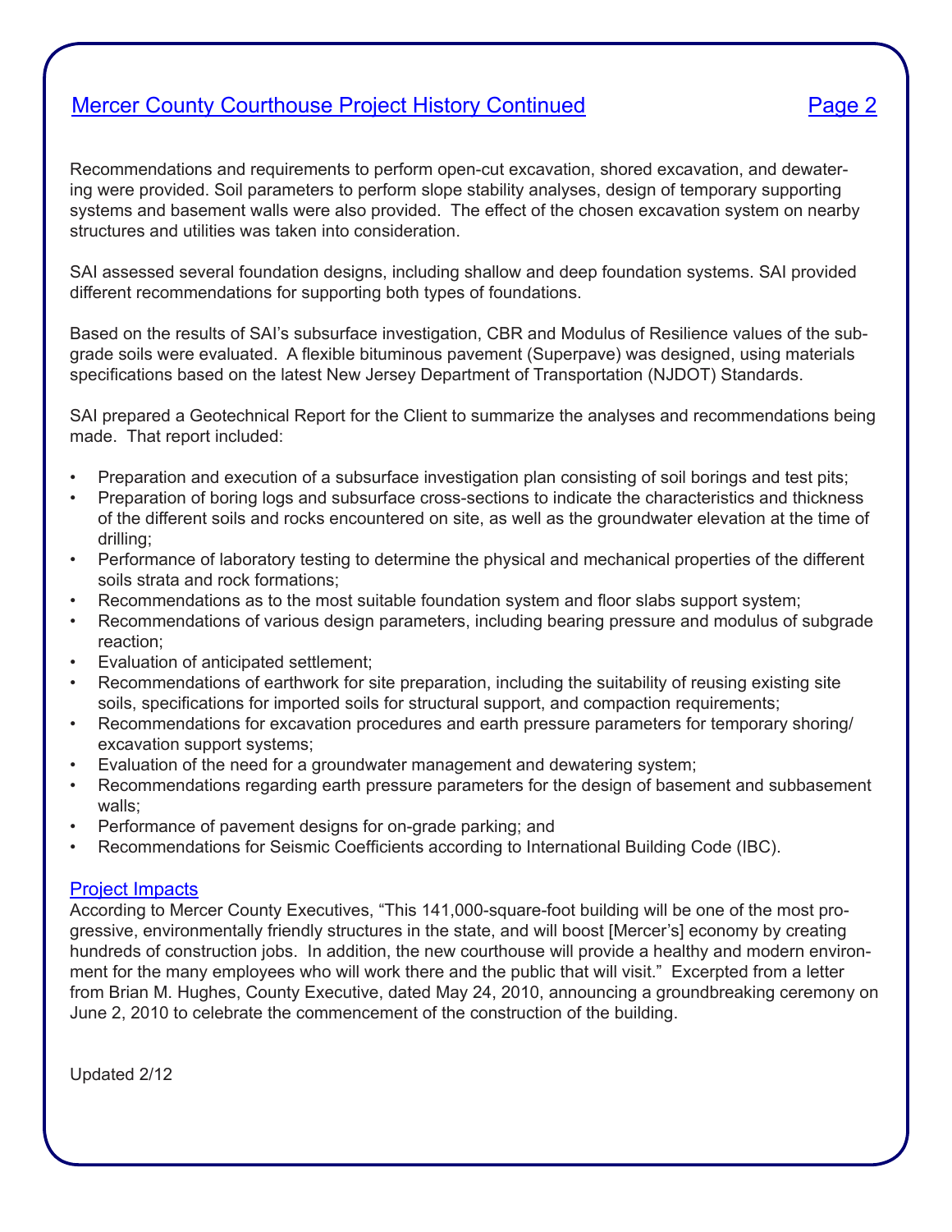Recommendations and requirements to perform open-cut excavation, shored excavation, and dewatering were provided. Soil parameters to perform slope stability analyses, design of temporary supporting systems and basement walls were also provided. The effect of the chosen excavation system on nearby structures and utilities was taken into consideration.

SAI assessed several foundation designs, including shallow and deep foundation systems. SAI provided different recommendations for supporting both types of foundations.

Based on the results of SAI's subsurface investigation, CBR and Modulus of Resilience values of the subgrade soils were evaluated. A flexible bituminous pavement (Superpave) was designed, using materials specifications based on the latest New Jersey Department of Transportation (NJDOT) Standards.

SAI prepared a Geotechnical Report for the Client to summarize the analyses and recommendations being made. That report included:

- Preparation and execution of a subsurface investigation plan consisting of soil borings and test pits;
- Preparation of boring logs and subsurface cross-sections to indicate the characteristics and thickness of the different soils and rocks encountered on site, as well as the groundwater elevation at the time of drilling;
- Performance of laboratory testing to determine the physical and mechanical properties of the different soils strata and rock formations;
- Recommendations as to the most suitable foundation system and floor slabs support system;
- Recommendations of various design parameters, including bearing pressure and modulus of subgrade reaction;
- Evaluation of anticipated settlement;
- Recommendations of earthwork for site preparation, including the suitability of reusing existing site soils, specifications for imported soils for structural support, and compaction requirements;
- Recommendations for excavation procedures and earth pressure parameters for temporary shoring/excavation support systems;
- Evaluation of the need for a groundwater management and dewatering system;
- Recommendations regarding earth pressure parameters for the design of basement and subbasement walls;
- Performance of pavement designs for on-grade parking; and
- Recommendations for Seismic Coefficients according to International Building Code (IBC).

## Project Impacts

According to Mercer County Executives, "This 141,000-square-foot building will be one of the most progressive, environmentally friendly structures in the state, and will boost [Mercer's] economy by creating hundreds of construction jobs. In addition, the new courthouse will provide a healthy and modern environment for the many employees who will work there and the public that will visit." Excerpted from a letter from Brian M. Hughes, County Executive, dated May 24, 2010, announcing a groundbreaking ceremony on June 2, 2010 to celebrate the commencement of the construction of the building.

Updated 2/12